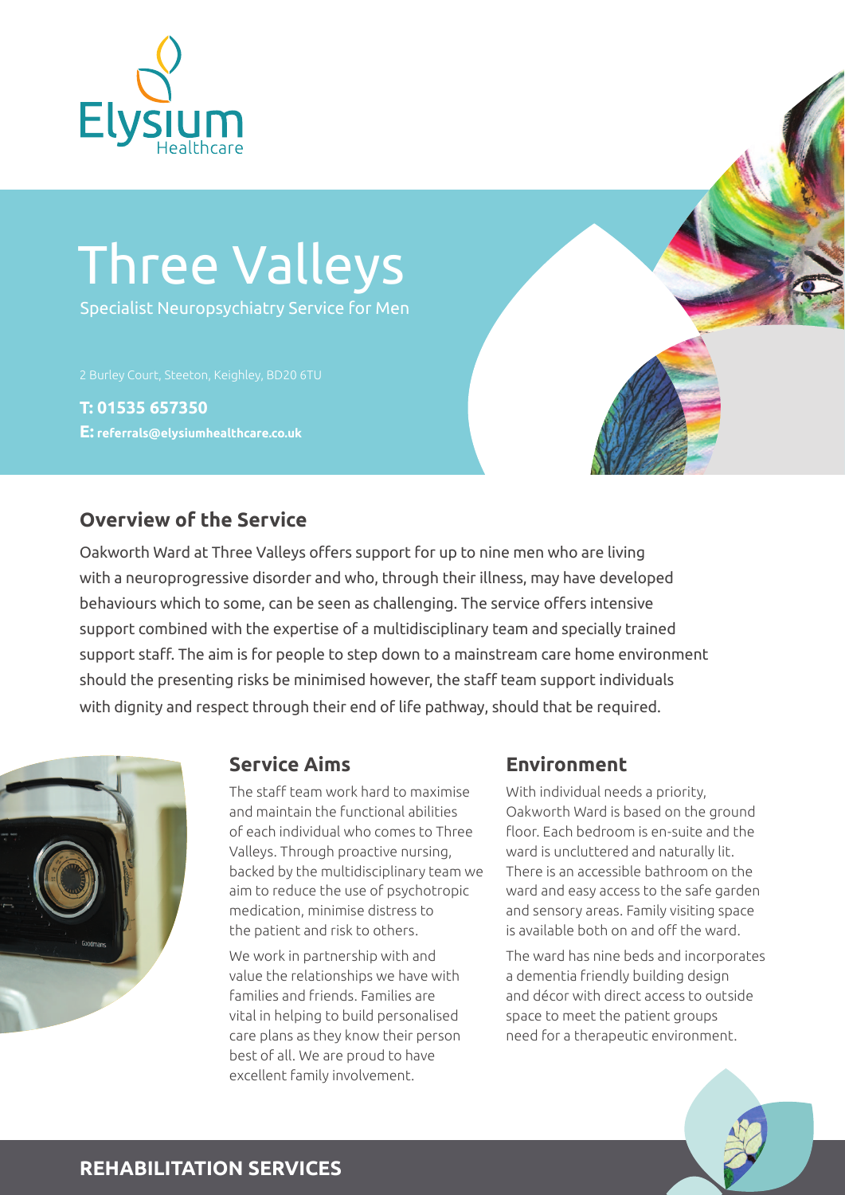Elysium Healthcare

# Three Valleys

Specialist Neuropsychiatry Service for Men

2 Burley Court, Steeton, Keighley, BD20 6TU

**T: 01535 657350**

**E: referrals@elysiumhealthcare.co.uk**

## Overview of the Service

Oakworth Ward at Three Valleys offers support for up to nine men who are living with a neuroprogressive disorder and who, through their illness, may have developed behaviours which to some, can be seen as challenging. The service offers intensive support combined with the expertise of a multidisciplinary team and specially trained support staff. The aim is for people to step down to a mainstream care home environment should the presenting risks be minimised however, the staff team support individuals with dignity and respect through their end of life pathway, should that be required.

## Service Aims

The staff team work hard to maximise and maintain the functional abilities of each individual who comes to Three Valleys. Through proactive nursing, backed by the multidisciplinary team we aim to reduce the use of psychotropic medication, minimise distress to the patient and risk to others.

We work in partnership with and value the relationships we have with families and friends. Families are vital in helping to build personalised care plans as they know their person best of all. We are proud to have excellent family involvement.

## Environment

With individual needs a priority, Oakworth Ward is based on the ground floor. Each bedroom is en-suite and the ward is uncluttered and naturally lit. There is an accessible bathroom on the ward and easy access to the safe garden and sensory areas. Family visiting space is available both on and off the ward.

The ward has nine beds and incorporates a dementia friendly building design and décor with direct access to outside space to meet the patient groups need for a therapeutic environment.

**REHABILITATION SERVICES**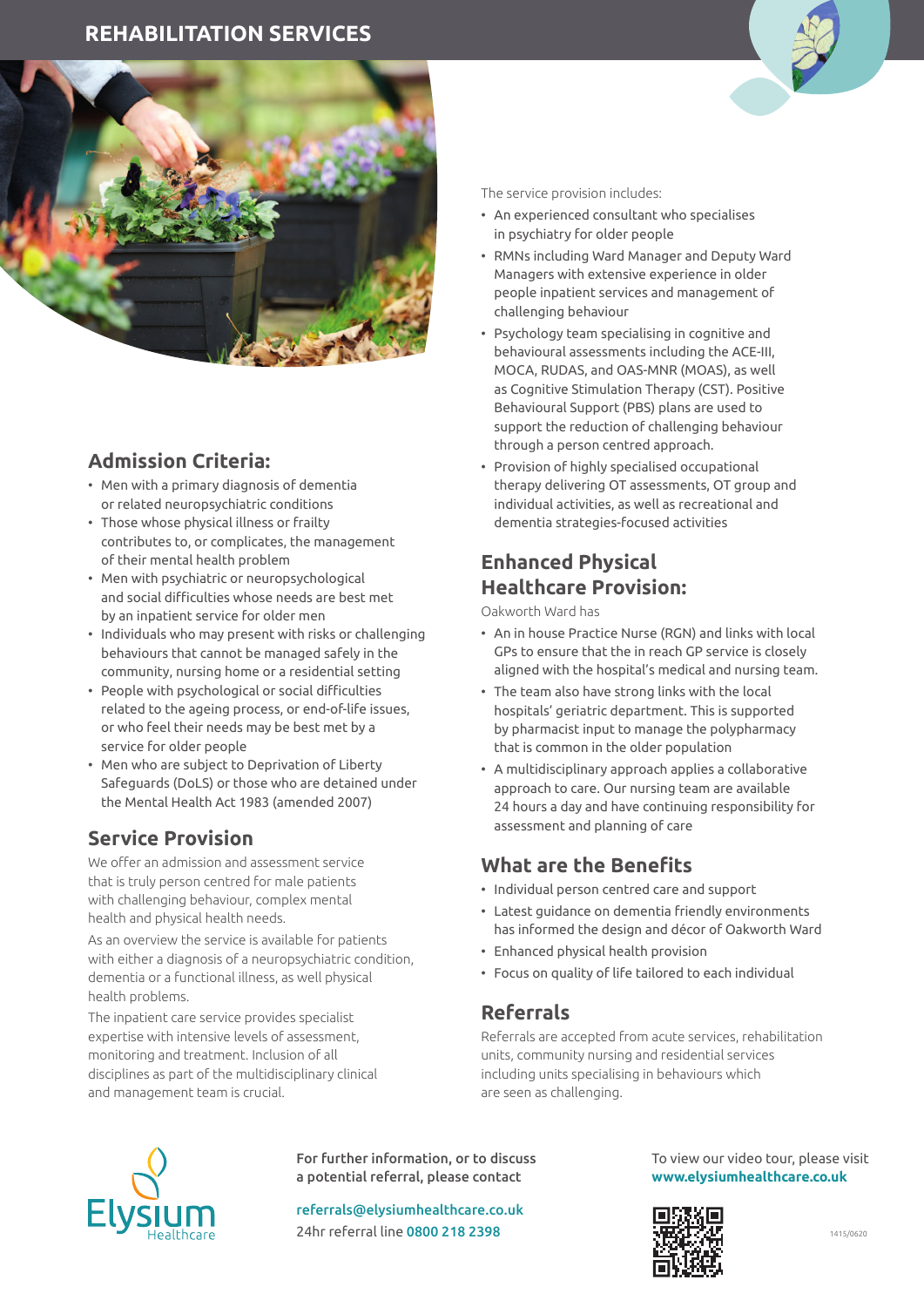# REHABILITATION SERVICES

## Admission Criteria:

- Men with a primary diagnosis of dementia or related neuropsychiatric conditions
- Those whose physical illness or frailty contributes to, or complicates, the management of their mental health problem
- Men with psychiatric or neuropsychological and social difficulties whose needs are best met by an inpatient service for older men
- Individuals who may present with risks or challenging behaviours that cannot be managed safely in the community, nursing home or a residential setting
- People with psychological or social difficulties related to the ageing process, or end-of-life issues, or who feel their needs may be best met by a service for older people
- Men who are subject to Deprivation of Liberty Safeguards (DoLS) or those who are detained under the Mental Health Act 1983 (amended 2007)

## Service Provision

We offer an admission and assessment service that is truly person centred for male patients with challenging behaviour, complex mental health and physical health needs.

As an overview the service is available for patients with either a diagnosis of a neuropsychiatric condition, dementia or a functional illness, as well physical health problems.

The inpatient care service provides specialist expertise with intensive levels of assessment, monitoring and treatment. Inclusion of all disciplines as part of the multidisciplinary clinical and management team is crucial.

The service provision includes:

- An experienced consultant who specialises in psychiatry for older people
- RMNs including Ward Manager and Deputy Ward Managers with extensive experience in older people inpatient services and management of challenging behaviour
- Psychology team specialising in cognitive and behavioural assessments including the ACE-III, MOCA, RUDAS, and OAS-MNR (MOAS), as well as Cognitive Stimulation Therapy (CST). Positive Behavioural Support (PBS) plans are used to support the reduction of challenging behaviour through a person centred approach.
- Provision of highly specialised occupational therapy delivering OT assessments, OT group and individual activities, as well as recreational and dementia strategies-focused activities

## Enhanced Physical Healthcare Provision:

Oakworth Ward has

- An in house Practice Nurse (RGN) and links with local GPs to ensure that the in reach GP service is closely aligned with the hospital's medical and nursing team.
- The team also have strong links with the local hospitals' geriatric department. This is supported by pharmacist input to manage the polypharmacy that is common in the older population
- A multidisciplinary approach applies a collaborative approach to care. Our nursing team are available 24 hours a day and have continuing responsibility for assessment and planning of care

## What are the Benefits

- Individual person centred care and support
- Latest guidance on dementia friendly environments has informed the design and décor of Oakworth Ward
- Enhanced physical health provision
- Focus on quality of life tailored to each individual

## Referrals

Referrals are accepted from acute services, rehabilitation units, community nursing and residential services including units specialising in behaviours which are seen as challenging.

Elysium Healthcare

For further information, or to discuss a potential referral, please contact

referrals@elysiumhealthcare.co.uk
24hr referral line 0800 218 2398

To view our video tour, please visit **www.elysiumhealthcare.co.uk**

1415/0620